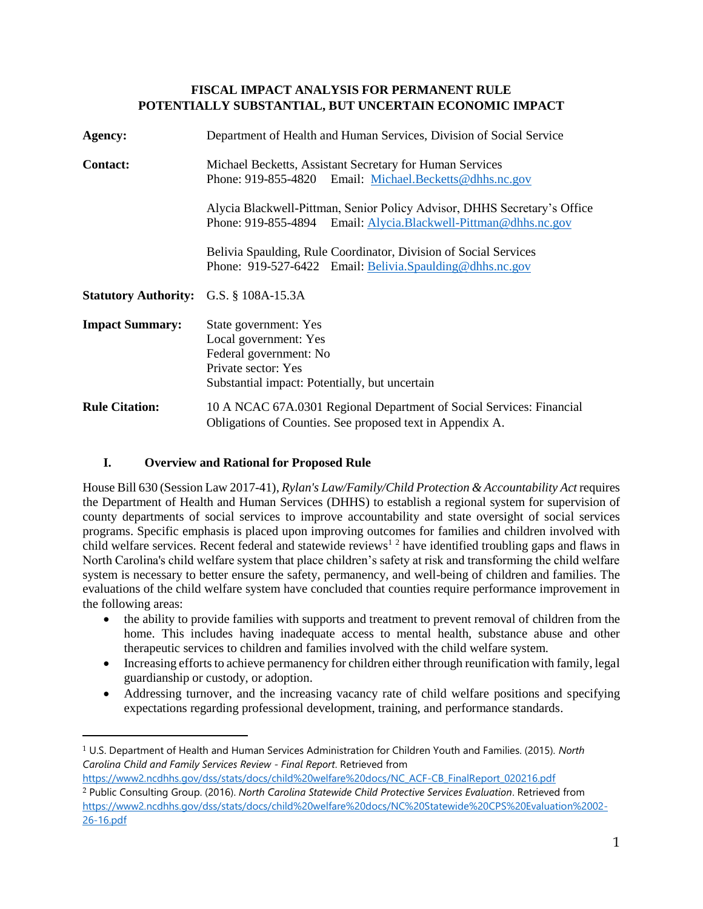**FISCAL IMPACT ANALYSIS FOR PERMANENT RULE**
**POTENTIALLY SUBSTANTIAL, BUT UNCERTAIN ECONOMIC IMPACT**

| | |
|---|---|
| **Agency:** | Department of Health and Human Services, Division of Social Service |
| **Contact:** | Michael Becketts, Assistant Secretary for Human Services<br>Phone: 919-855-4820 Email: Michael.Becketts@dhhs.nc.gov<br><br>Alycia Blackwell-Pittman, Senior Policy Advisor, DHHS Secretary's Office<br>Phone: 919-855-4894 Email: Alycia.Blackwell-Pittman@dhhs.nc.gov<br><br>Belivia Spaulding, Rule Coordinator, Division of Social Services<br>Phone: 919-527-6422 Email: Belivia.Spaulding@dhhs.nc.gov |
| **Statutory Authority:** | G.S. § 108A-15.3A |
| **Impact Summary:** | State government: Yes<br>Local government: Yes<br>Federal government: No<br>Private sector: Yes<br>Substantial impact: Potentially, but uncertain |
| **Rule Citation:** | 10 A NCAC 67A.0301 Regional Department of Social Services: Financial Obligations of Counties. See proposed text in Appendix A. |

## I. Overview and Rational for Proposed Rule

House Bill 630 (Session Law 2017-41), *Rylan's Law/Family/Child Protection & Accountability Act* requires the Department of Health and Human Services (DHHS) to establish a regional system for supervision of county departments of social services to improve accountability and state oversight of social services programs. Specific emphasis is placed upon improving outcomes for families and children involved with child welfare services. Recent federal and statewide reviews[1] [2] have identified troubling gaps and flaws in North Carolina's child welfare system that place children's safety at risk and transforming the child welfare system is necessary to better ensure the safety, permanency, and well-being of children and families. The evaluations of the child welfare system have concluded that counties require performance improvement in the following areas:

- the ability to provide families with supports and treatment to prevent removal of children from the home. This includes having inadequate access to mental health, substance abuse and other therapeutic services to children and families involved with the child welfare system.
- Increasing efforts to achieve permanency for children either through reunification with family, legal guardianship or custody, or adoption.
- Addressing turnover, and the increasing vacancy rate of child welfare positions and specifying expectations regarding professional development, training, and performance standards.

---

[1] U.S. Department of Health and Human Services Administration for Children Youth and Families. (2015). *North Carolina Child and Family Services Review - Final Report*. Retrieved from https://www2.ncdhhs.gov/dss/stats/docs/child%20welfare%20docs/NC_ACF-CB_FinalReport_020216.pdf

[2] Public Consulting Group. (2016). *North Carolina Statewide Child Protective Services Evaluation*. Retrieved from https://www2.ncdhhs.gov/dss/stats/docs/child%20welfare%20docs/NC%20Statewide%20CPS%20Evaluation%2002-26-16.pdf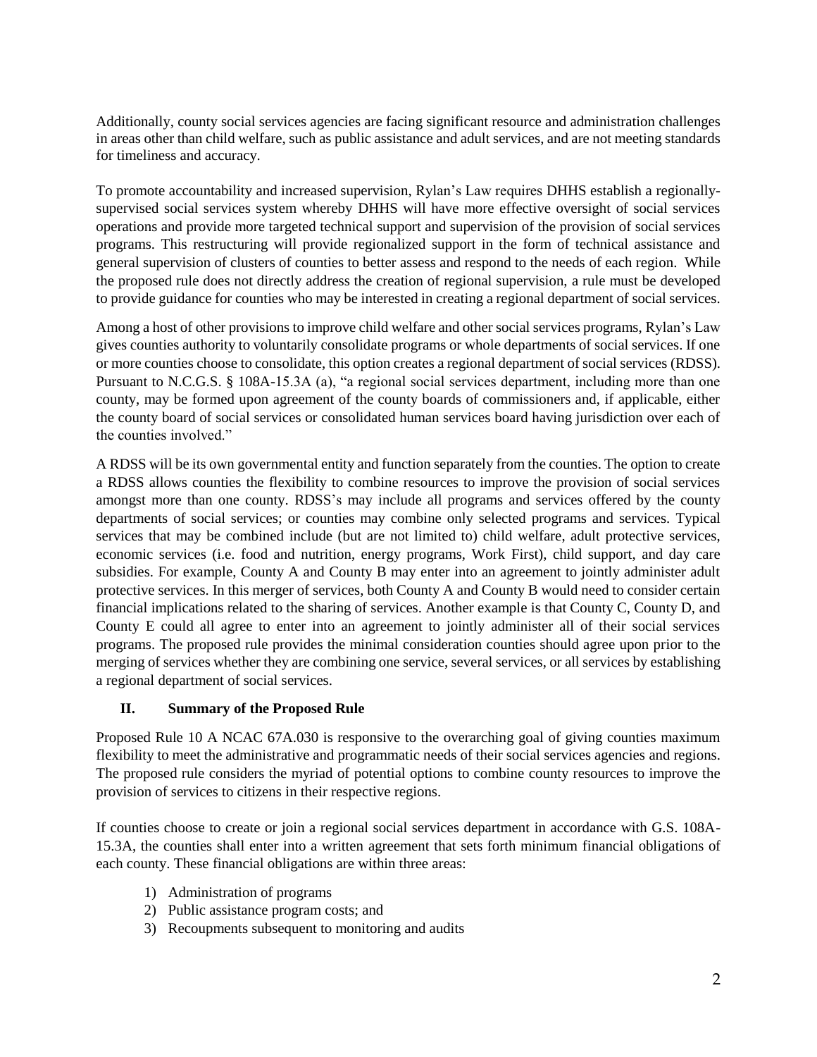Additionally, county social services agencies are facing significant resource and administration challenges in areas other than child welfare, such as public assistance and adult services, and are not meeting standards for timeliness and accuracy.

To promote accountability and increased supervision, Rylan's Law requires DHHS establish a regionally-supervised social services system whereby DHHS will have more effective oversight of social services operations and provide more targeted technical support and supervision of the provision of social services programs. This restructuring will provide regionalized support in the form of technical assistance and general supervision of clusters of counties to better assess and respond to the needs of each region. While the proposed rule does not directly address the creation of regional supervision, a rule must be developed to provide guidance for counties who may be interested in creating a regional department of social services.

Among a host of other provisions to improve child welfare and other social services programs, Rylan's Law gives counties authority to voluntarily consolidate programs or whole departments of social services. If one or more counties choose to consolidate, this option creates a regional department of social services (RDSS). Pursuant to N.C.G.S. § 108A-15.3A (a), "a regional social services department, including more than one county, may be formed upon agreement of the county boards of commissioners and, if applicable, either the county board of social services or consolidated human services board having jurisdiction over each of the counties involved."

A RDSS will be its own governmental entity and function separately from the counties. The option to create a RDSS allows counties the flexibility to combine resources to improve the provision of social services amongst more than one county. RDSS's may include all programs and services offered by the county departments of social services; or counties may combine only selected programs and services. Typical services that may be combined include (but are not limited to) child welfare, adult protective services, economic services (i.e. food and nutrition, energy programs, Work First), child support, and day care subsidies. For example, County A and County B may enter into an agreement to jointly administer adult protective services. In this merger of services, both County A and County B would need to consider certain financial implications related to the sharing of services. Another example is that County C, County D, and County E could all agree to enter into an agreement to jointly administer all of their social services programs. The proposed rule provides the minimal consideration counties should agree upon prior to the merging of services whether they are combining one service, several services, or all services by establishing a regional department of social services.

## II. Summary of the Proposed Rule

Proposed Rule 10 A NCAC 67A.030 is responsive to the overarching goal of giving counties maximum flexibility to meet the administrative and programmatic needs of their social services agencies and regions. The proposed rule considers the myriad of potential options to combine county resources to improve the provision of services to citizens in their respective regions.

If counties choose to create or join a regional social services department in accordance with G.S. 108A-15.3A, the counties shall enter into a written agreement that sets forth minimum financial obligations of each county. These financial obligations are within three areas:

1) Administration of programs
2) Public assistance program costs; and
3) Recoupments subsequent to monitoring and audits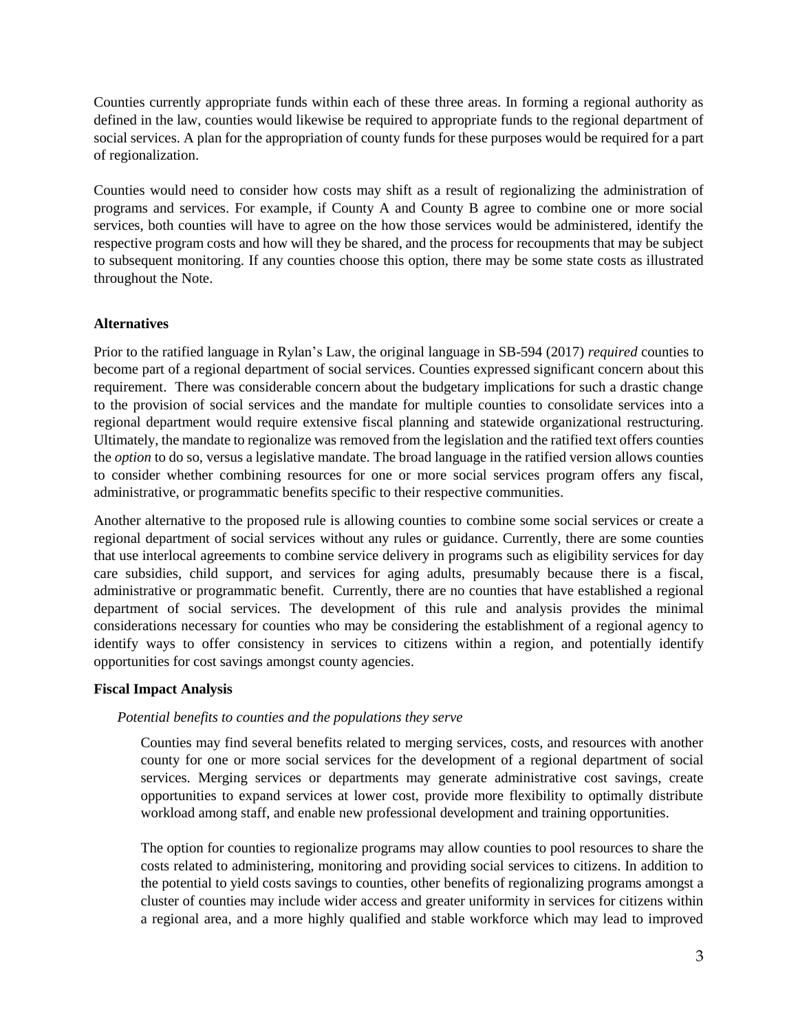Counties currently appropriate funds within each of these three areas. In forming a regional authority as defined in the law, counties would likewise be required to appropriate funds to the regional department of social services. A plan for the appropriation of county funds for these purposes would be required for a part of regionalization.

Counties would need to consider how costs may shift as a result of regionalizing the administration of programs and services. For example, if County A and County B agree to combine one or more social services, both counties will have to agree on the how those services would be administered, identify the respective program costs and how will they be shared, and the process for recoupments that may be subject to subsequent monitoring. If any counties choose this option, there may be some state costs as illustrated throughout the Note.

**Alternatives**

Prior to the ratified language in Rylan's Law, the original language in SB-594 (2017) *required* counties to become part of a regional department of social services. Counties expressed significant concern about this requirement. There was considerable concern about the budgetary implications for such a drastic change to the provision of social services and the mandate for multiple counties to consolidate services into a regional department would require extensive fiscal planning and statewide organizational restructuring. Ultimately, the mandate to regionalize was removed from the legislation and the ratified text offers counties the *option* to do so, versus a legislative mandate. The broad language in the ratified version allows counties to consider whether combining resources for one or more social services program offers any fiscal, administrative, or programmatic benefits specific to their respective communities.

Another alternative to the proposed rule is allowing counties to combine some social services or create a regional department of social services without any rules or guidance. Currently, there are some counties that use interlocal agreements to combine service delivery in programs such as eligibility services for day care subsidies, child support, and services for aging adults, presumably because there is a fiscal, administrative or programmatic benefit. Currently, there are no counties that have established a regional department of social services. The development of this rule and analysis provides the minimal considerations necessary for counties who may be considering the establishment of a regional agency to identify ways to offer consistency in services to citizens within a region, and potentially identify opportunities for cost savings amongst county agencies.

**Fiscal Impact Analysis**

*Potential benefits to counties and the populations they serve*

Counties may find several benefits related to merging services, costs, and resources with another county for one or more social services for the development of a regional department of social services. Merging services or departments may generate administrative cost savings, create opportunities to expand services at lower cost, provide more flexibility to optimally distribute workload among staff, and enable new professional development and training opportunities.

The option for counties to regionalize programs may allow counties to pool resources to share the costs related to administering, monitoring and providing social services to citizens. In addition to the potential to yield costs savings to counties, other benefits of regionalizing programs amongst a cluster of counties may include wider access and greater uniformity in services for citizens within a regional area, and a more highly qualified and stable workforce which may lead to improved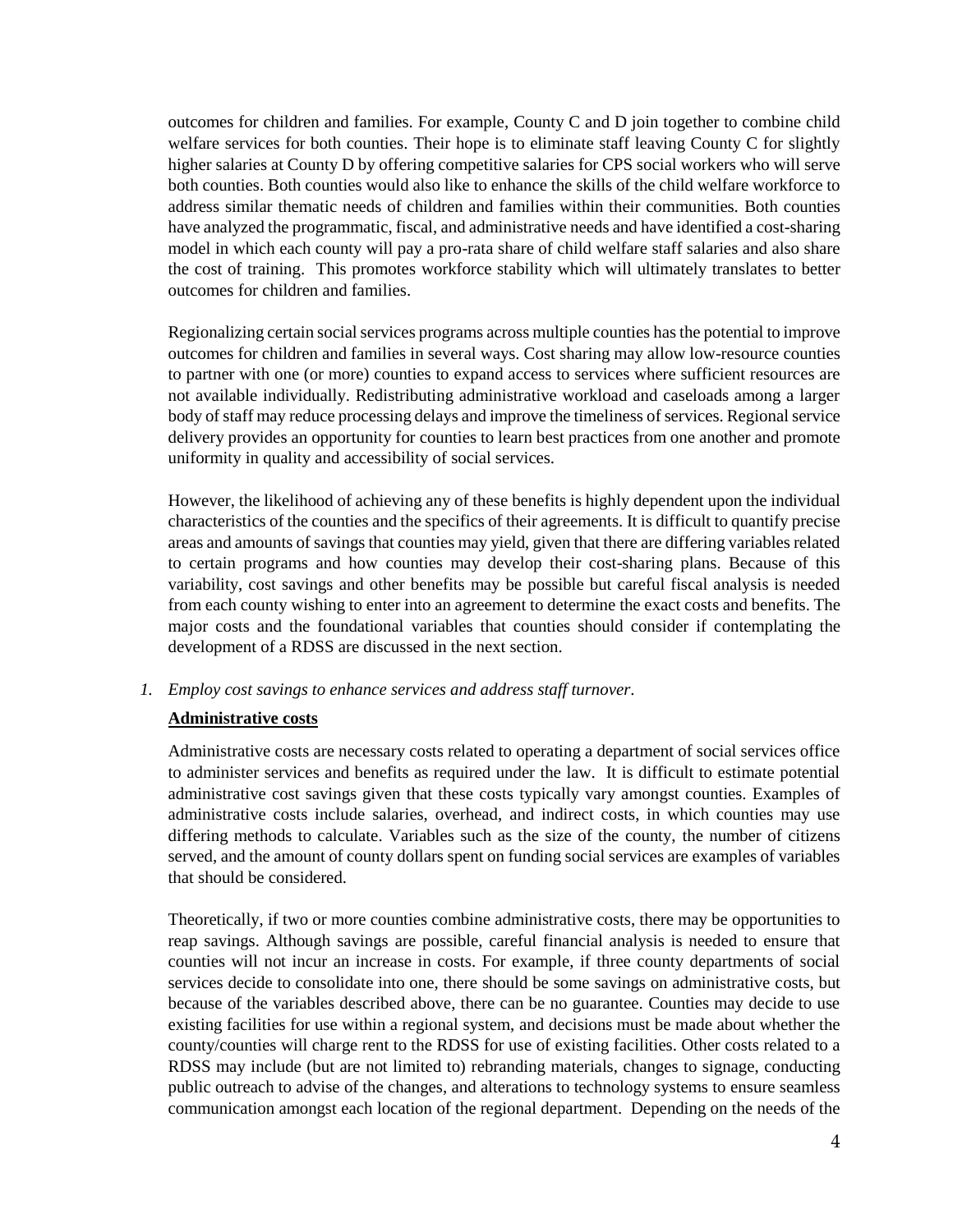outcomes for children and families. For example, County C and D join together to combine child welfare services for both counties. Their hope is to eliminate staff leaving County C for slightly higher salaries at County D by offering competitive salaries for CPS social workers who will serve both counties. Both counties would also like to enhance the skills of the child welfare workforce to address similar thematic needs of children and families within their communities. Both counties have analyzed the programmatic, fiscal, and administrative needs and have identified a cost-sharing model in which each county will pay a pro-rata share of child welfare staff salaries and also share the cost of training. This promotes workforce stability which will ultimately translates to better outcomes for children and families.

Regionalizing certain social services programs across multiple counties has the potential to improve outcomes for children and families in several ways. Cost sharing may allow low-resource counties to partner with one (or more) counties to expand access to services where sufficient resources are not available individually. Redistributing administrative workload and caseloads among a larger body of staff may reduce processing delays and improve the timeliness of services. Regional service delivery provides an opportunity for counties to learn best practices from one another and promote uniformity in quality and accessibility of social services.

However, the likelihood of achieving any of these benefits is highly dependent upon the individual characteristics of the counties and the specifics of their agreements. It is difficult to quantify precise areas and amounts of savings that counties may yield, given that there are differing variables related to certain programs and how counties may develop their cost-sharing plans. Because of this variability, cost savings and other benefits may be possible but careful fiscal analysis is needed from each county wishing to enter into an agreement to determine the exact costs and benefits. The major costs and the foundational variables that counties should consider if contemplating the development of a RDSS are discussed in the next section.

1. *Employ cost savings to enhance services and address staff turnover.*

**Administrative costs**

Administrative costs are necessary costs related to operating a department of social services office to administer services and benefits as required under the law. It is difficult to estimate potential administrative cost savings given that these costs typically vary amongst counties. Examples of administrative costs include salaries, overhead, and indirect costs, in which counties may use differing methods to calculate. Variables such as the size of the county, the number of citizens served, and the amount of county dollars spent on funding social services are examples of variables that should be considered.

Theoretically, if two or more counties combine administrative costs, there may be opportunities to reap savings. Although savings are possible, careful financial analysis is needed to ensure that counties will not incur an increase in costs. For example, if three county departments of social services decide to consolidate into one, there should be some savings on administrative costs, but because of the variables described above, there can be no guarantee. Counties may decide to use existing facilities for use within a regional system, and decisions must be made about whether the county/counties will charge rent to the RDSS for use of existing facilities. Other costs related to a RDSS may include (but are not limited to) rebranding materials, changes to signage, conducting public outreach to advise of the changes, and alterations to technology systems to ensure seamless communication amongst each location of the regional department. Depending on the needs of the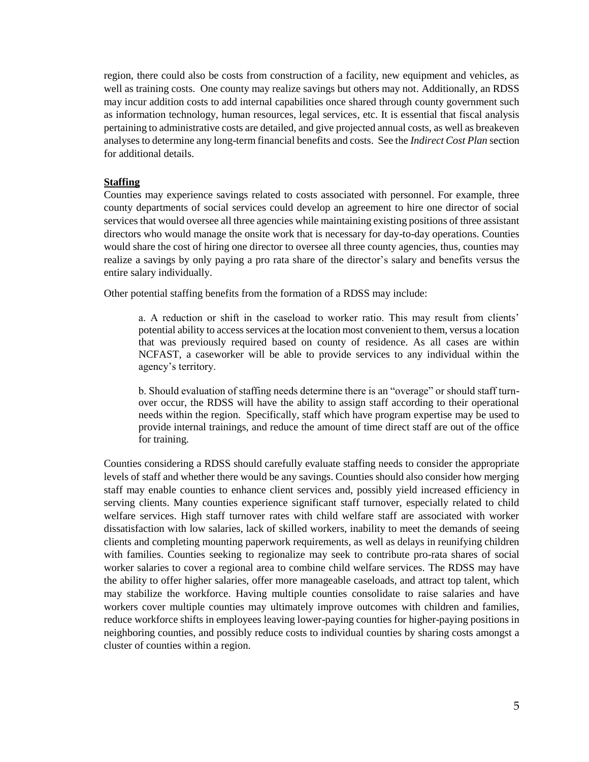region, there could also be costs from construction of a facility, new equipment and vehicles, as well as training costs. One county may realize savings but others may not. Additionally, an RDSS may incur addition costs to add internal capabilities once shared through county government such as information technology, human resources, legal services, etc. It is essential that fiscal analysis pertaining to administrative costs are detailed, and give projected annual costs, as well as breakeven analyses to determine any long-term financial benefits and costs. See the *Indirect Cost Plan* section for additional details.

**Staffing**

Counties may experience savings related to costs associated with personnel. For example, three county departments of social services could develop an agreement to hire one director of social services that would oversee all three agencies while maintaining existing positions of three assistant directors who would manage the onsite work that is necessary for day-to-day operations. Counties would share the cost of hiring one director to oversee all three county agencies, thus, counties may realize a savings by only paying a pro rata share of the director's salary and benefits versus the entire salary individually.

Other potential staffing benefits from the formation of a RDSS may include:

> a. A reduction or shift in the caseload to worker ratio. This may result from clients' potential ability to access services at the location most convenient to them, versus a location that was previously required based on county of residence. As all cases are within NCFAST, a caseworker will be able to provide services to any individual within the agency's territory.
>
> b. Should evaluation of staffing needs determine there is an "overage" or should staff turn-over occur, the RDSS will have the ability to assign staff according to their operational needs within the region. Specifically, staff which have program expertise may be used to provide internal trainings, and reduce the amount of time direct staff are out of the office for training.

Counties considering a RDSS should carefully evaluate staffing needs to consider the appropriate levels of staff and whether there would be any savings. Counties should also consider how merging staff may enable counties to enhance client services and, possibly yield increased efficiency in serving clients. Many counties experience significant staff turnover, especially related to child welfare services. High staff turnover rates with child welfare staff are associated with worker dissatisfaction with low salaries, lack of skilled workers, inability to meet the demands of seeing clients and completing mounting paperwork requirements, as well as delays in reunifying children with families. Counties seeking to regionalize may seek to contribute pro-rata shares of social worker salaries to cover a regional area to combine child welfare services. The RDSS may have the ability to offer higher salaries, offer more manageable caseloads, and attract top talent, which may stabilize the workforce. Having multiple counties consolidate to raise salaries and have workers cover multiple counties may ultimately improve outcomes with children and families, reduce workforce shifts in employees leaving lower-paying counties for higher-paying positions in neighboring counties, and possibly reduce costs to individual counties by sharing costs amongst a cluster of counties within a region.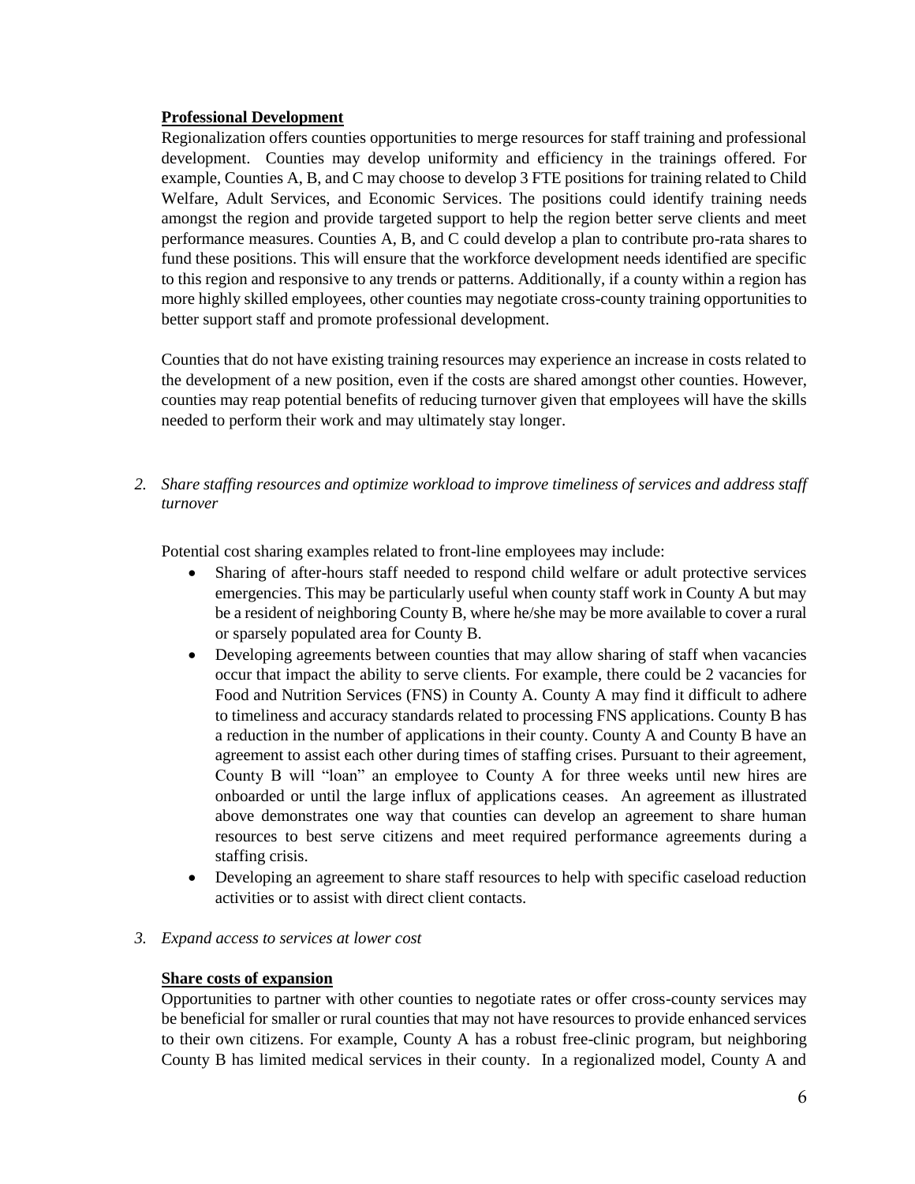**Professional Development**

Regionalization offers counties opportunities to merge resources for staff training and professional development. Counties may develop uniformity and efficiency in the trainings offered. For example, Counties A, B, and C may choose to develop 3 FTE positions for training related to Child Welfare, Adult Services, and Economic Services. The positions could identify training needs amongst the region and provide targeted support to help the region better serve clients and meet performance measures. Counties A, B, and C could develop a plan to contribute pro-rata shares to fund these positions. This will ensure that the workforce development needs identified are specific to this region and responsive to any trends or patterns. Additionally, if a county within a region has more highly skilled employees, other counties may negotiate cross-county training opportunities to better support staff and promote professional development.

Counties that do not have existing training resources may experience an increase in costs related to the development of a new position, even if the costs are shared amongst other counties. However, counties may reap potential benefits of reducing turnover given that employees will have the skills needed to perform their work and may ultimately stay longer.

2. *Share staffing resources and optimize workload to improve timeliness of services and address staff turnover*

Potential cost sharing examples related to front-line employees may include:

- Sharing of after-hours staff needed to respond child welfare or adult protective services emergencies. This may be particularly useful when county staff work in County A but may be a resident of neighboring County B, where he/she may be more available to cover a rural or sparsely populated area for County B.
- Developing agreements between counties that may allow sharing of staff when vacancies occur that impact the ability to serve clients. For example, there could be 2 vacancies for Food and Nutrition Services (FNS) in County A. County A may find it difficult to adhere to timeliness and accuracy standards related to processing FNS applications. County B has a reduction in the number of applications in their county. County A and County B have an agreement to assist each other during times of staffing crises. Pursuant to their agreement, County B will "loan" an employee to County A for three weeks until new hires are onboarded or until the large influx of applications ceases. An agreement as illustrated above demonstrates one way that counties can develop an agreement to share human resources to best serve citizens and meet required performance agreements during a staffing crisis.
- Developing an agreement to share staff resources to help with specific caseload reduction activities or to assist with direct client contacts.

3. *Expand access to services at lower cost*

**Share costs of expansion**

Opportunities to partner with other counties to negotiate rates or offer cross-county services may be beneficial for smaller or rural counties that may not have resources to provide enhanced services to their own citizens. For example, County A has a robust free-clinic program, but neighboring County B has limited medical services in their county. In a regionalized model, County A and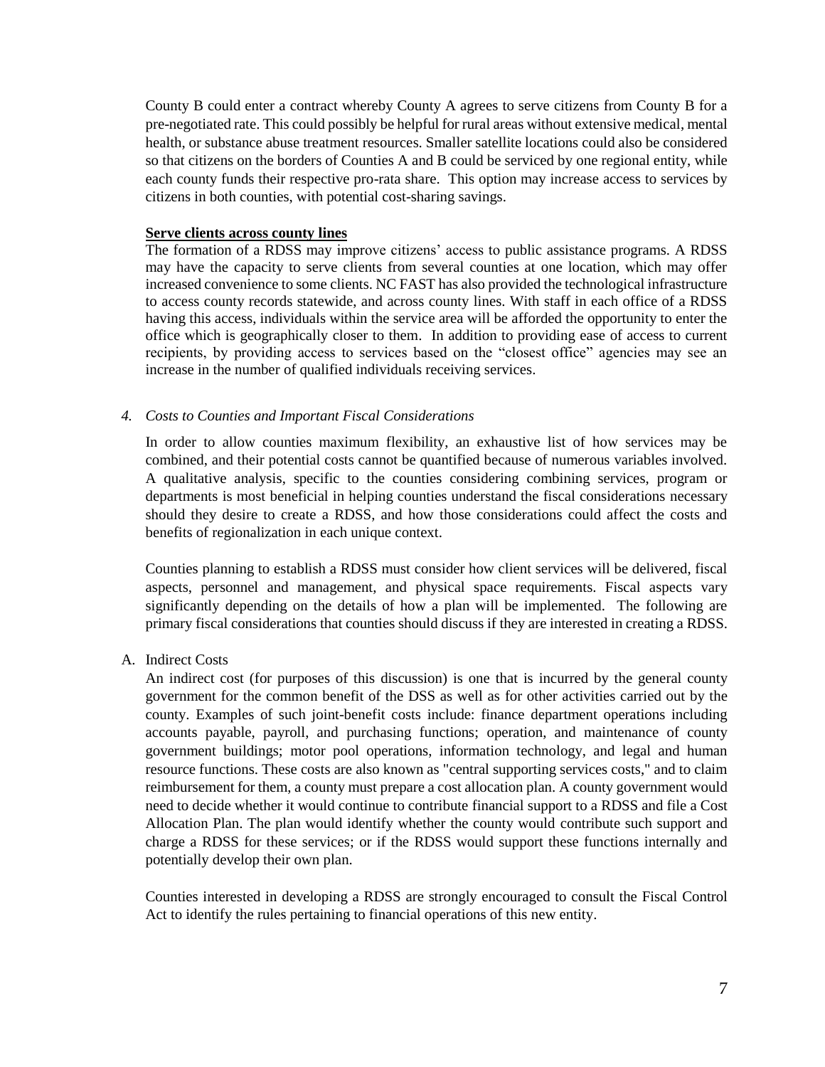County B could enter a contract whereby County A agrees to serve citizens from County B for a pre-negotiated rate. This could possibly be helpful for rural areas without extensive medical, mental health, or substance abuse treatment resources. Smaller satellite locations could also be considered so that citizens on the borders of Counties A and B could be serviced by one regional entity, while each county funds their respective pro-rata share. This option may increase access to services by citizens in both counties, with potential cost-sharing savings.

**Serve clients across county lines**

The formation of a RDSS may improve citizens' access to public assistance programs. A RDSS may have the capacity to serve clients from several counties at one location, which may offer increased convenience to some clients. NC FAST has also provided the technological infrastructure to access county records statewide, and across county lines. With staff in each office of a RDSS having this access, individuals within the service area will be afforded the opportunity to enter the office which is geographically closer to them. In addition to providing ease of access to current recipients, by providing access to services based on the "closest office" agencies may see an increase in the number of qualified individuals receiving services.

*4. Costs to Counties and Important Fiscal Considerations*

In order to allow counties maximum flexibility, an exhaustive list of how services may be combined, and their potential costs cannot be quantified because of numerous variables involved. A qualitative analysis, specific to the counties considering combining services, program or departments is most beneficial in helping counties understand the fiscal considerations necessary should they desire to create a RDSS, and how those considerations could affect the costs and benefits of regionalization in each unique context.

Counties planning to establish a RDSS must consider how client services will be delivered, fiscal aspects, personnel and management, and physical space requirements. Fiscal aspects vary significantly depending on the details of how a plan will be implemented. The following are primary fiscal considerations that counties should discuss if they are interested in creating a RDSS.

A. Indirect Costs

An indirect cost (for purposes of this discussion) is one that is incurred by the general county government for the common benefit of the DSS as well as for other activities carried out by the county. Examples of such joint-benefit costs include: finance department operations including accounts payable, payroll, and purchasing functions; operation, and maintenance of county government buildings; motor pool operations, information technology, and legal and human resource functions. These costs are also known as "central supporting services costs," and to claim reimbursement for them, a county must prepare a cost allocation plan. A county government would need to decide whether it would continue to contribute financial support to a RDSS and file a Cost Allocation Plan. The plan would identify whether the county would contribute such support and charge a RDSS for these services; or if the RDSS would support these functions internally and potentially develop their own plan.

Counties interested in developing a RDSS are strongly encouraged to consult the Fiscal Control Act to identify the rules pertaining to financial operations of this new entity.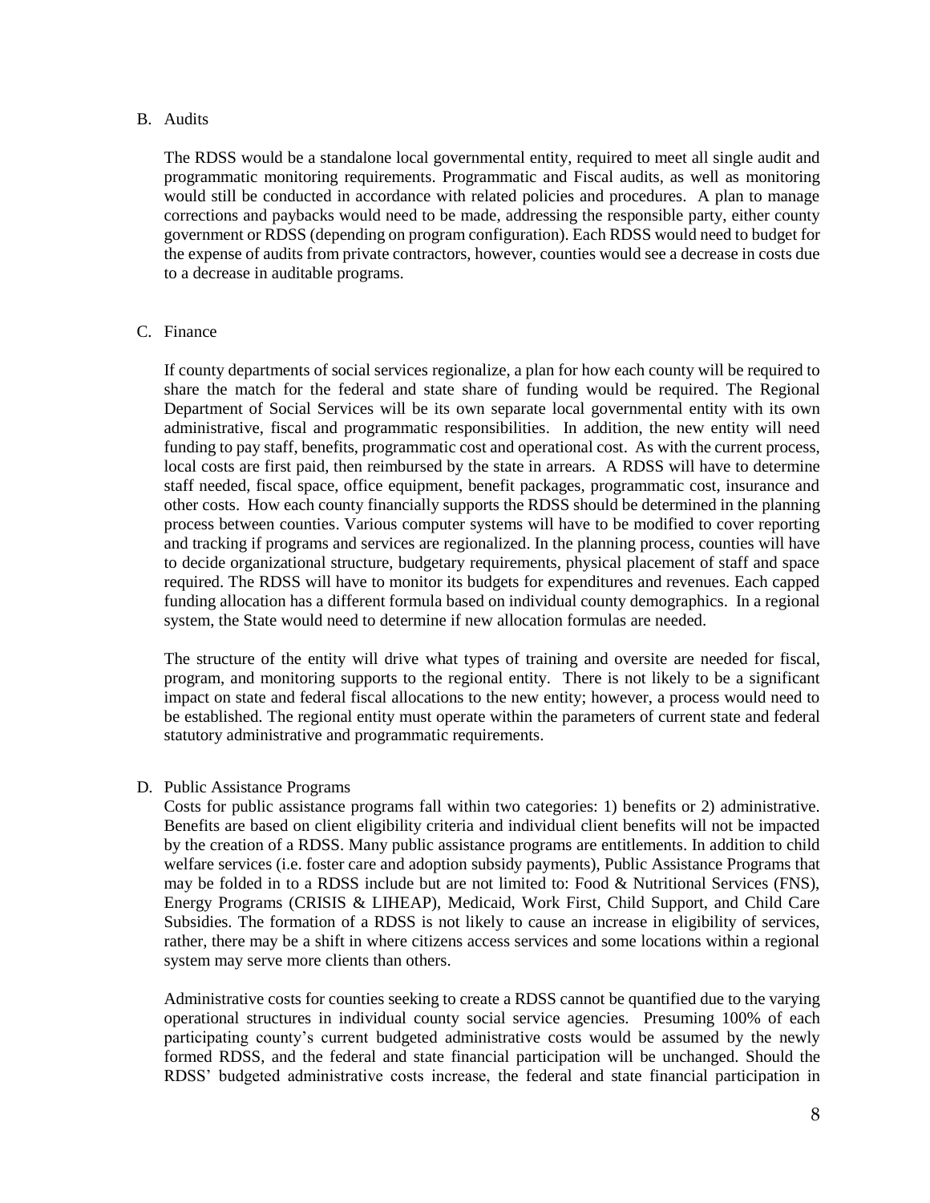B. Audits

The RDSS would be a standalone local governmental entity, required to meet all single audit and programmatic monitoring requirements. Programmatic and Fiscal audits, as well as monitoring would still be conducted in accordance with related policies and procedures. A plan to manage corrections and paybacks would need to be made, addressing the responsible party, either county government or RDSS (depending on program configuration). Each RDSS would need to budget for the expense of audits from private contractors, however, counties would see a decrease in costs due to a decrease in auditable programs.

C. Finance

If county departments of social services regionalize, a plan for how each county will be required to share the match for the federal and state share of funding would be required. The Regional Department of Social Services will be its own separate local governmental entity with its own administrative, fiscal and programmatic responsibilities. In addition, the new entity will need funding to pay staff, benefits, programmatic cost and operational cost. As with the current process, local costs are first paid, then reimbursed by the state in arrears. A RDSS will have to determine staff needed, fiscal space, office equipment, benefit packages, programmatic cost, insurance and other costs. How each county financially supports the RDSS should be determined in the planning process between counties. Various computer systems will have to be modified to cover reporting and tracking if programs and services are regionalized. In the planning process, counties will have to decide organizational structure, budgetary requirements, physical placement of staff and space required. The RDSS will have to monitor its budgets for expenditures and revenues. Each capped funding allocation has a different formula based on individual county demographics. In a regional system, the State would need to determine if new allocation formulas are needed.

The structure of the entity will drive what types of training and oversite are needed for fiscal, program, and monitoring supports to the regional entity. There is not likely to be a significant impact on state and federal fiscal allocations to the new entity; however, a process would need to be established. The regional entity must operate within the parameters of current state and federal statutory administrative and programmatic requirements.

D. Public Assistance Programs

Costs for public assistance programs fall within two categories: 1) benefits or 2) administrative. Benefits are based on client eligibility criteria and individual client benefits will not be impacted by the creation of a RDSS. Many public assistance programs are entitlements. In addition to child welfare services (i.e. foster care and adoption subsidy payments), Public Assistance Programs that may be folded in to a RDSS include but are not limited to: Food & Nutritional Services (FNS), Energy Programs (CRISIS & LIHEAP), Medicaid, Work First, Child Support, and Child Care Subsidies. The formation of a RDSS is not likely to cause an increase in eligibility of services, rather, there may be a shift in where citizens access services and some locations within a regional system may serve more clients than others.

Administrative costs for counties seeking to create a RDSS cannot be quantified due to the varying operational structures in individual county social service agencies. Presuming 100% of each participating county's current budgeted administrative costs would be assumed by the newly formed RDSS, and the federal and state financial participation will be unchanged. Should the RDSS' budgeted administrative costs increase, the federal and state financial participation in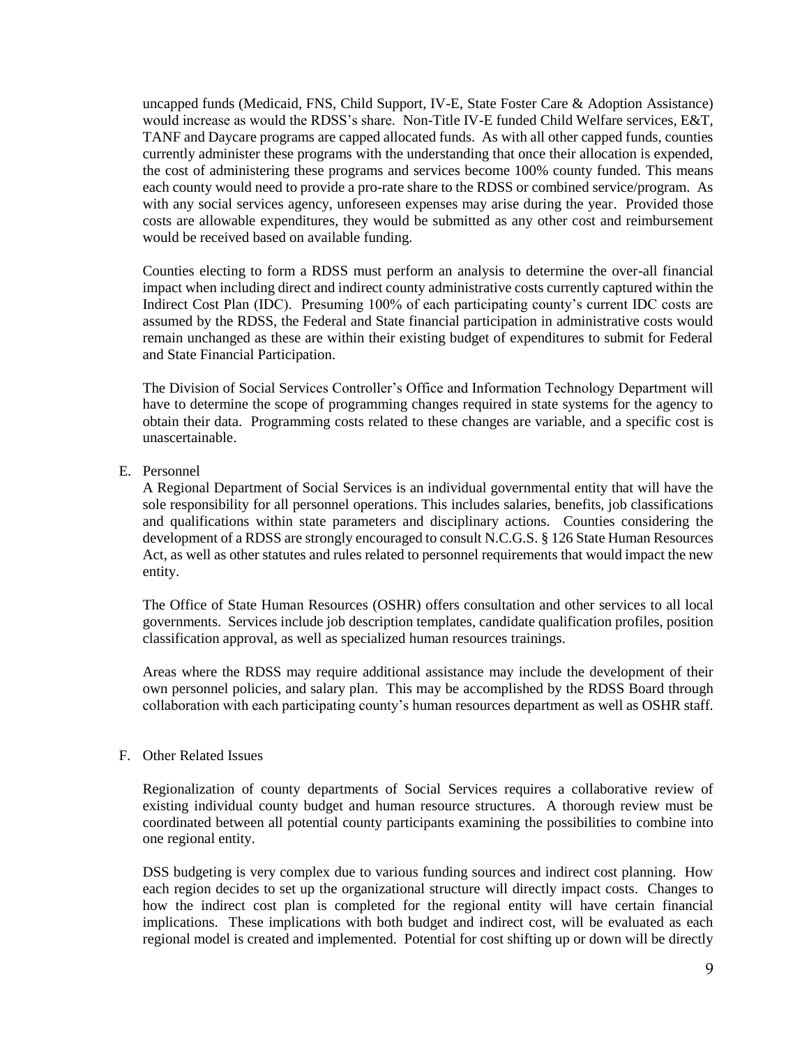uncapped funds (Medicaid, FNS, Child Support, IV-E, State Foster Care & Adoption Assistance) would increase as would the RDSS's share. Non-Title IV-E funded Child Welfare services, E&T, TANF and Daycare programs are capped allocated funds. As with all other capped funds, counties currently administer these programs with the understanding that once their allocation is expended, the cost of administering these programs and services become 100% county funded. This means each county would need to provide a pro-rate share to the RDSS or combined service/program. As with any social services agency, unforeseen expenses may arise during the year. Provided those costs are allowable expenditures, they would be submitted as any other cost and reimbursement would be received based on available funding.

Counties electing to form a RDSS must perform an analysis to determine the over-all financial impact when including direct and indirect county administrative costs currently captured within the Indirect Cost Plan (IDC). Presuming 100% of each participating county's current IDC costs are assumed by the RDSS, the Federal and State financial participation in administrative costs would remain unchanged as these are within their existing budget of expenditures to submit for Federal and State Financial Participation.

The Division of Social Services Controller's Office and Information Technology Department will have to determine the scope of programming changes required in state systems for the agency to obtain their data. Programming costs related to these changes are variable, and a specific cost is unascertainable.

E. Personnel

A Regional Department of Social Services is an individual governmental entity that will have the sole responsibility for all personnel operations. This includes salaries, benefits, job classifications and qualifications within state parameters and disciplinary actions. Counties considering the development of a RDSS are strongly encouraged to consult N.C.G.S. § 126 State Human Resources Act, as well as other statutes and rules related to personnel requirements that would impact the new entity.

The Office of State Human Resources (OSHR) offers consultation and other services to all local governments. Services include job description templates, candidate qualification profiles, position classification approval, as well as specialized human resources trainings.

Areas where the RDSS may require additional assistance may include the development of their own personnel policies, and salary plan. This may be accomplished by the RDSS Board through collaboration with each participating county's human resources department as well as OSHR staff.

F. Other Related Issues

Regionalization of county departments of Social Services requires a collaborative review of existing individual county budget and human resource structures. A thorough review must be coordinated between all potential county participants examining the possibilities to combine into one regional entity.

DSS budgeting is very complex due to various funding sources and indirect cost planning. How each region decides to set up the organizational structure will directly impact costs. Changes to how the indirect cost plan is completed for the regional entity will have certain financial implications. These implications with both budget and indirect cost, will be evaluated as each regional model is created and implemented. Potential for cost shifting up or down will be directly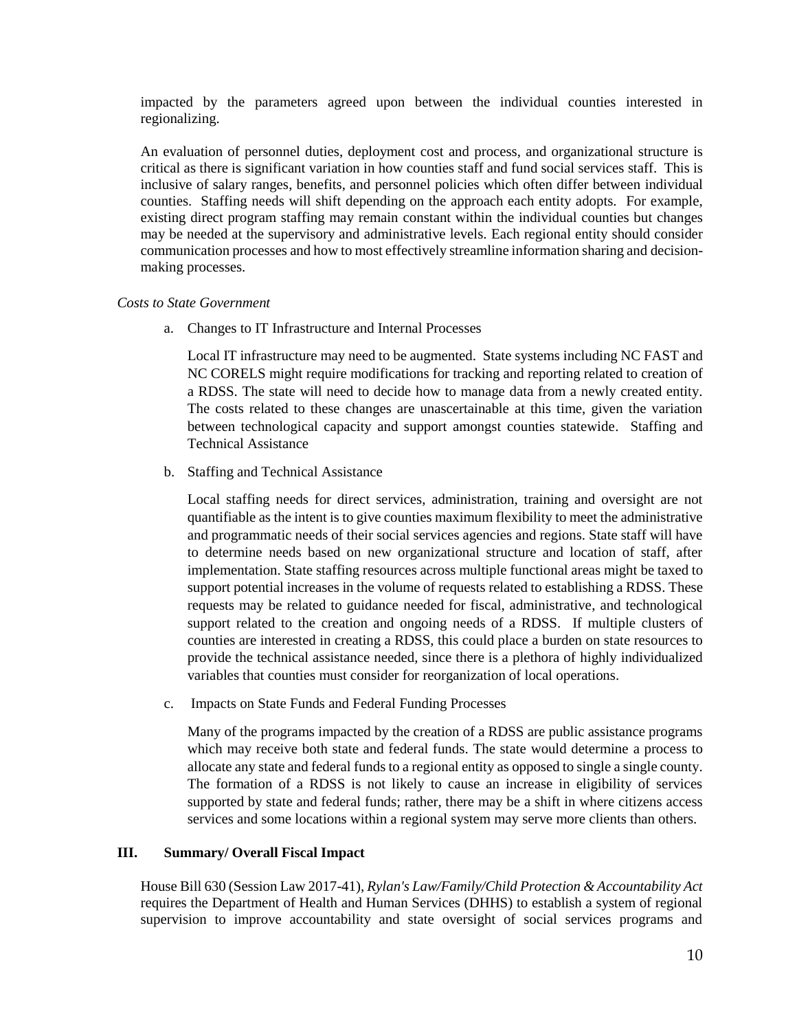impacted by the parameters agreed upon between the individual counties interested in regionalizing.

An evaluation of personnel duties, deployment cost and process, and organizational structure is critical as there is significant variation in how counties staff and fund social services staff. This is inclusive of salary ranges, benefits, and personnel policies which often differ between individual counties. Staffing needs will shift depending on the approach each entity adopts. For example, existing direct program staffing may remain constant within the individual counties but changes may be needed at the supervisory and administrative levels. Each regional entity should consider communication processes and how to most effectively streamline information sharing and decision-making processes.

*Costs to State Government*

a. Changes to IT Infrastructure and Internal Processes

   Local IT infrastructure may need to be augmented. State systems including NC FAST and NC CORELS might require modifications for tracking and reporting related to creation of a RDSS. The state will need to decide how to manage data from a newly created entity. The costs related to these changes are unascertainable at this time, given the variation between technological capacity and support amongst counties statewide. Staffing and Technical Assistance

b. Staffing and Technical Assistance

   Local staffing needs for direct services, administration, training and oversight are not quantifiable as the intent is to give counties maximum flexibility to meet the administrative and programmatic needs of their social services agencies and regions. State staff will have to determine needs based on new organizational structure and location of staff, after implementation. State staffing resources across multiple functional areas might be taxed to support potential increases in the volume of requests related to establishing a RDSS. These requests may be related to guidance needed for fiscal, administrative, and technological support related to the creation and ongoing needs of a RDSS. If multiple clusters of counties are interested in creating a RDSS, this could place a burden on state resources to provide the technical assistance needed, since there is a plethora of highly individualized variables that counties must consider for reorganization of local operations.

c. Impacts on State Funds and Federal Funding Processes

   Many of the programs impacted by the creation of a RDSS are public assistance programs which may receive both state and federal funds. The state would determine a process to allocate any state and federal funds to a regional entity as opposed to single a single county. The formation of a RDSS is not likely to cause an increase in eligibility of services supported by state and federal funds; rather, there may be a shift in where citizens access services and some locations within a regional system may serve more clients than others.

## III. Summary/ Overall Fiscal Impact

House Bill 630 (Session Law 2017-41), *Rylan's Law/Family/Child Protection & Accountability Act* requires the Department of Health and Human Services (DHHS) to establish a system of regional supervision to improve accountability and state oversight of social services programs and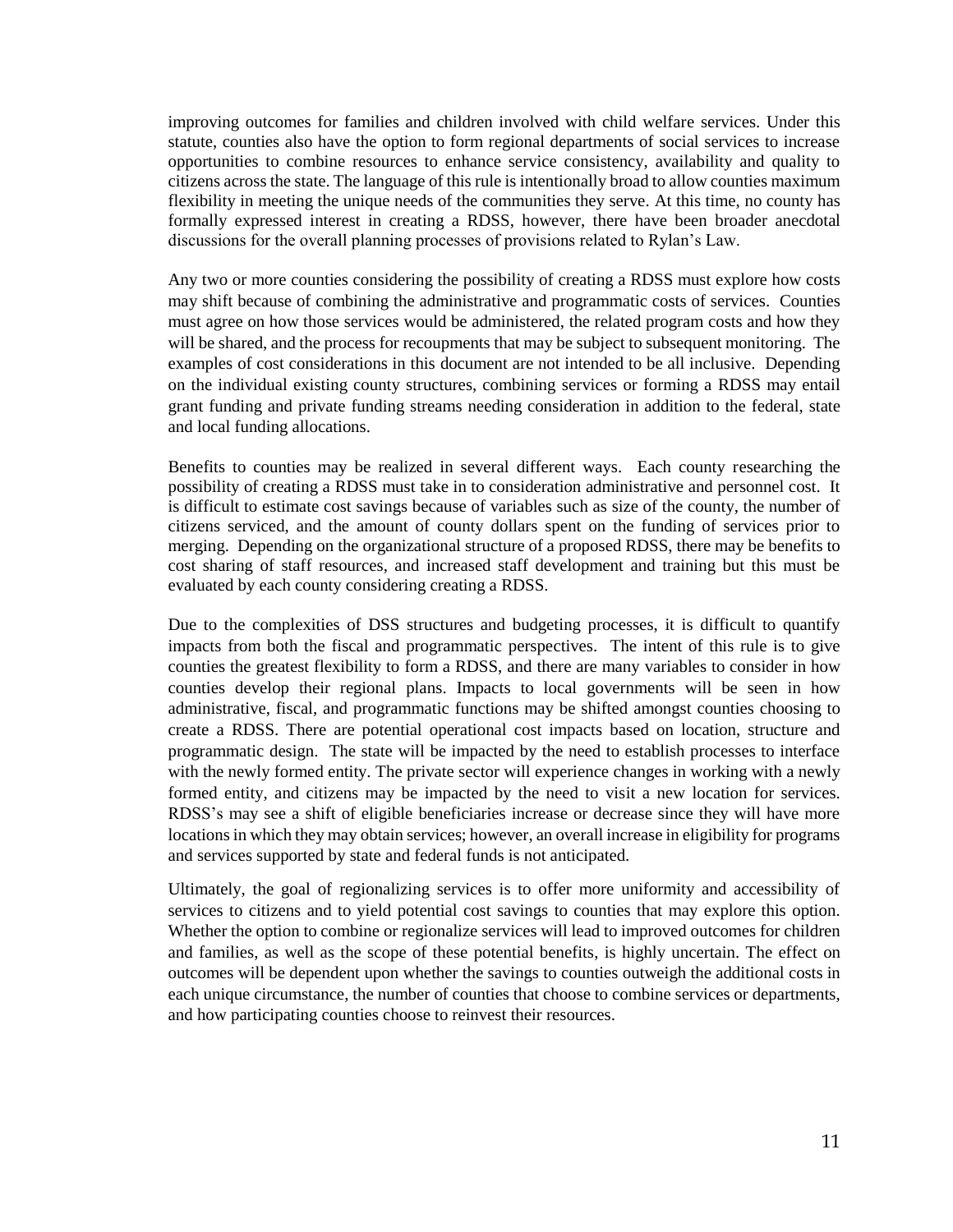improving outcomes for families and children involved with child welfare services. Under this statute, counties also have the option to form regional departments of social services to increase opportunities to combine resources to enhance service consistency, availability and quality to citizens across the state. The language of this rule is intentionally broad to allow counties maximum flexibility in meeting the unique needs of the communities they serve. At this time, no county has formally expressed interest in creating a RDSS, however, there have been broader anecdotal discussions for the overall planning processes of provisions related to Rylan's Law.

Any two or more counties considering the possibility of creating a RDSS must explore how costs may shift because of combining the administrative and programmatic costs of services. Counties must agree on how those services would be administered, the related program costs and how they will be shared, and the process for recoupments that may be subject to subsequent monitoring. The examples of cost considerations in this document are not intended to be all inclusive. Depending on the individual existing county structures, combining services or forming a RDSS may entail grant funding and private funding streams needing consideration in addition to the federal, state and local funding allocations.

Benefits to counties may be realized in several different ways. Each county researching the possibility of creating a RDSS must take in to consideration administrative and personnel cost. It is difficult to estimate cost savings because of variables such as size of the county, the number of citizens serviced, and the amount of county dollars spent on the funding of services prior to merging. Depending on the organizational structure of a proposed RDSS, there may be benefits to cost sharing of staff resources, and increased staff development and training but this must be evaluated by each county considering creating a RDSS.

Due to the complexities of DSS structures and budgeting processes, it is difficult to quantify impacts from both the fiscal and programmatic perspectives. The intent of this rule is to give counties the greatest flexibility to form a RDSS, and there are many variables to consider in how counties develop their regional plans. Impacts to local governments will be seen in how administrative, fiscal, and programmatic functions may be shifted amongst counties choosing to create a RDSS. There are potential operational cost impacts based on location, structure and programmatic design. The state will be impacted by the need to establish processes to interface with the newly formed entity. The private sector will experience changes in working with a newly formed entity, and citizens may be impacted by the need to visit a new location for services. RDSS's may see a shift of eligible beneficiaries increase or decrease since they will have more locations in which they may obtain services; however, an overall increase in eligibility for programs and services supported by state and federal funds is not anticipated.

Ultimately, the goal of regionalizing services is to offer more uniformity and accessibility of services to citizens and to yield potential cost savings to counties that may explore this option. Whether the option to combine or regionalize services will lead to improved outcomes for children and families, as well as the scope of these potential benefits, is highly uncertain. The effect on outcomes will be dependent upon whether the savings to counties outweigh the additional costs in each unique circumstance, the number of counties that choose to combine services or departments, and how participating counties choose to reinvest their resources.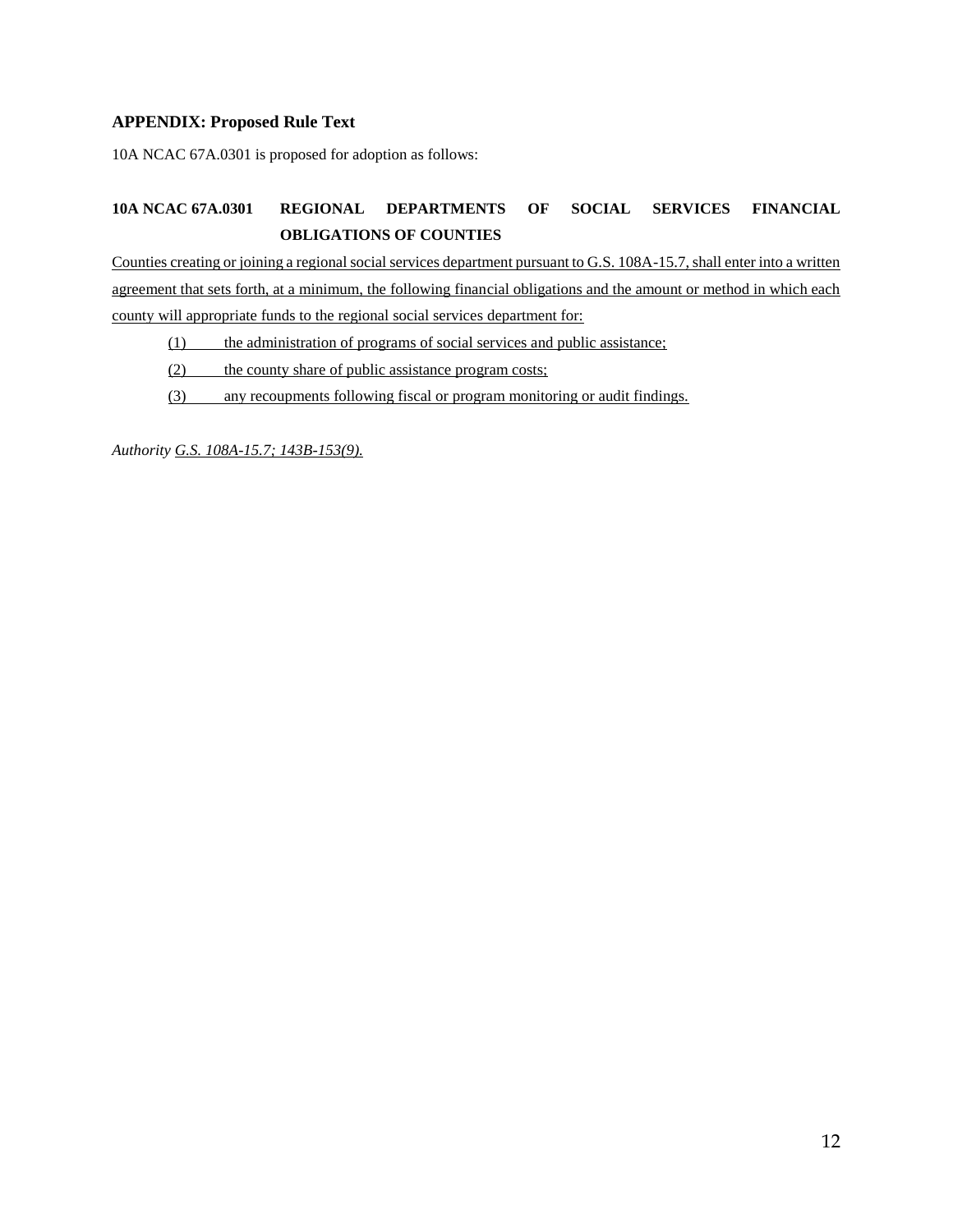## APPENDIX: Proposed Rule Text

10A NCAC 67A.0301 is proposed for adoption as follows:

**10A NCAC 67A.0301 REGIONAL DEPARTMENTS OF SOCIAL SERVICES FINANCIAL OBLIGATIONS OF COUNTIES**

Counties creating or joining a regional social services department pursuant to G.S. 108A-15.7, shall enter into a written agreement that sets forth, at a minimum, the following financial obligations and the amount or method in which each county will appropriate funds to the regional social services department for:

(1) the administration of programs of social services and public assistance;

(2) the county share of public assistance program costs;

(3) any recoupments following fiscal or program monitoring or audit findings.

*Authority G.S. 108A-15.7; 143B-153(9).*